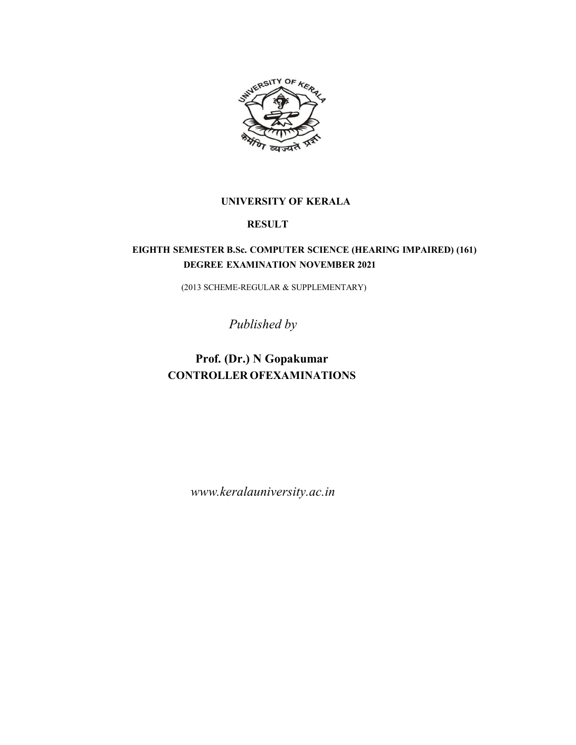**UNIVERSITY OF KERALA**

**RESULT**

**EIGHTH SEMESTER B.Sc. COMPUTER SCIENCE (HEARING IMPAIRED) (161) DEGREE EXAMINATION NOVEMBER 2021**

(2013 SCHEME-REGULAR & SUPPLEMENTARY)

*Published by*

**Prof. (Dr.) N Gopakumar**
**CONTROLLER OFEXAMINATIONS**

*www.keralauniversity.ac.in*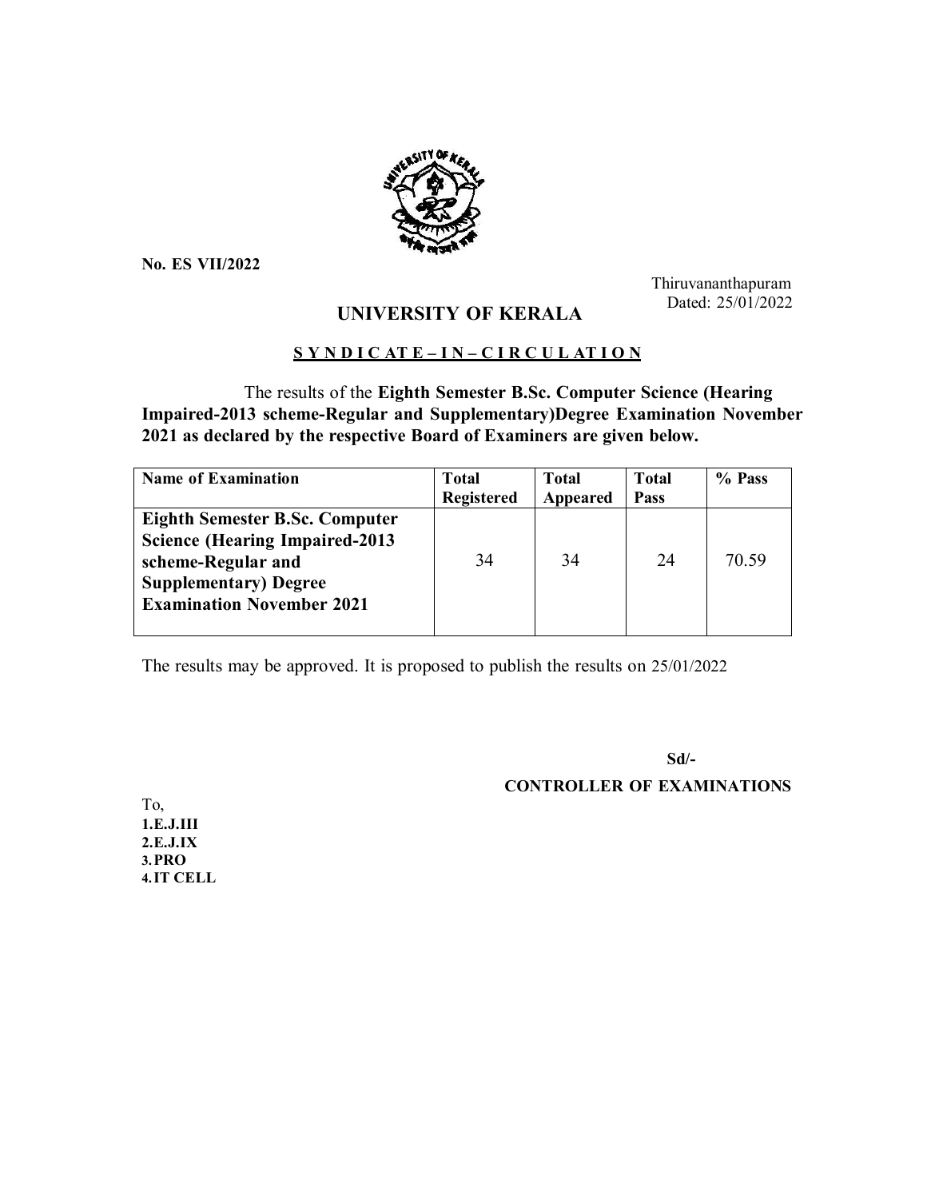**No. ES VII/2022**

Thiruvananthapuram
Dated: 25/01/2022

# UNIVERSITY OF KERALA

**S Y N D I C AT E – I N – C I R C U L AT I O N**

The results of the **Eighth Semester B.Sc. Computer Science (Hearing Impaired-2013 scheme-Regular and Supplementary)Degree Examination November 2021 as declared by the respective Board of Examiners are given below.**

| Name of Examination | Total Registered | Total Appeared | Total Pass | % Pass |
|---|---|---|---|---|
| **Eighth Semester B.Sc. Computer Science (Hearing Impaired-2013 scheme-Regular and Supplementary) Degree Examination November 2021** | 34 | 34 | 24 | 70.59 |

The results may be approved. It is proposed to publish the results on 25/01/2022

**Sd/-**
**CONTROLLER OF EXAMINATIONS**

To,
**1.E.J.III**
**2.E.J.IX**
**3.PRO**
**4.IT CELL**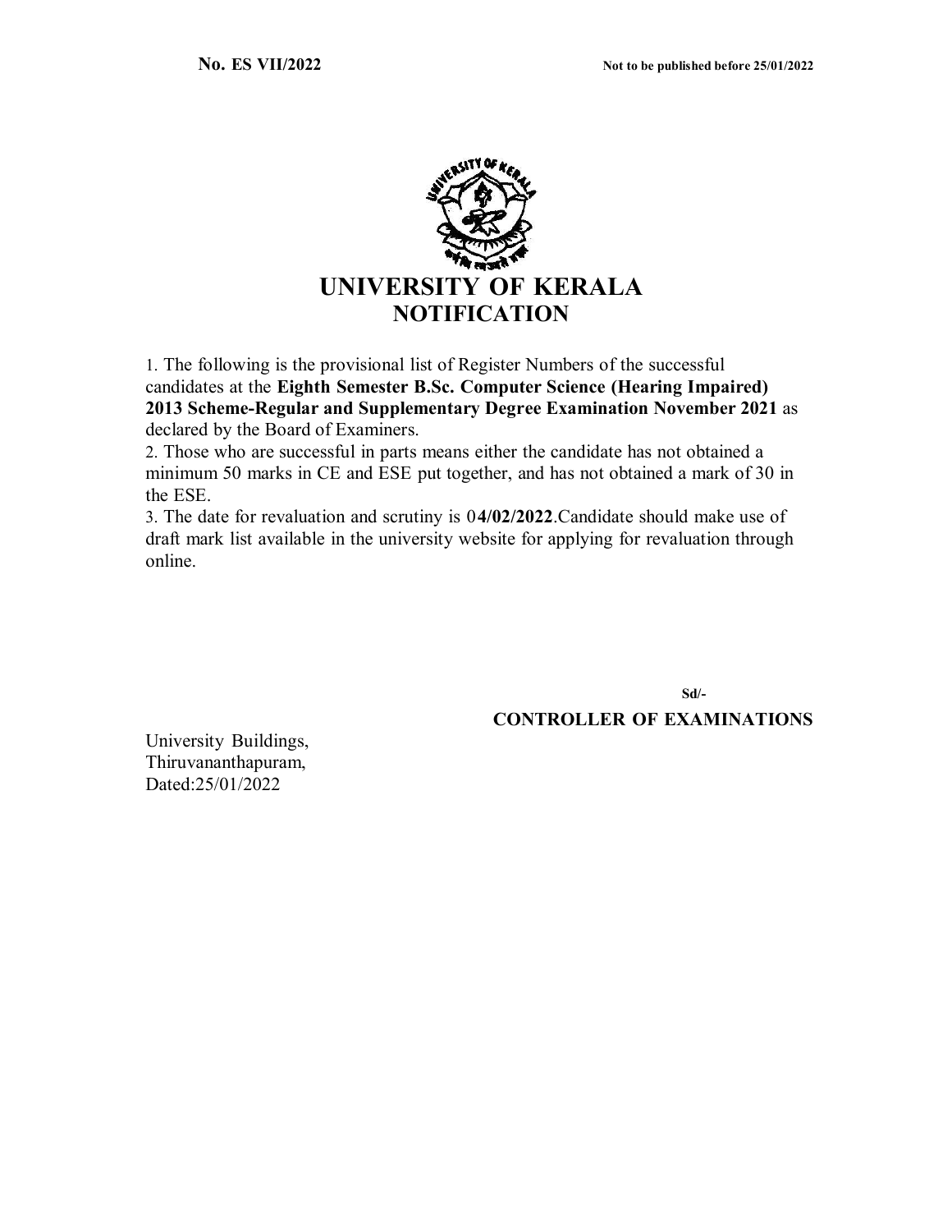**No. ES VII/2022** **Not to be published before 25/01/2022**

# UNIVERSITY OF KERALA

## NOTIFICATION

1. The following is the provisional list of Register Numbers of the successful candidates at the **Eighth Semester B.Sc. Computer Science (Hearing Impaired) 2013 Scheme-Regular and Supplementary Degree Examination November 2021** as declared by the Board of Examiners.
2. Those who are successful in parts means either the candidate has not obtained a minimum 50 marks in CE and ESE put together, and has not obtained a mark of 30 in the ESE.
3. The date for revaluation and scrutiny is 0**4/02/2022**.Candidate should make use of draft mark list available in the university website for applying for revaluation through online.

Sd/-

**CONTROLLER OF EXAMINATIONS**

University Buildings,
Thiruvananthapuram,
Dated:25/01/2022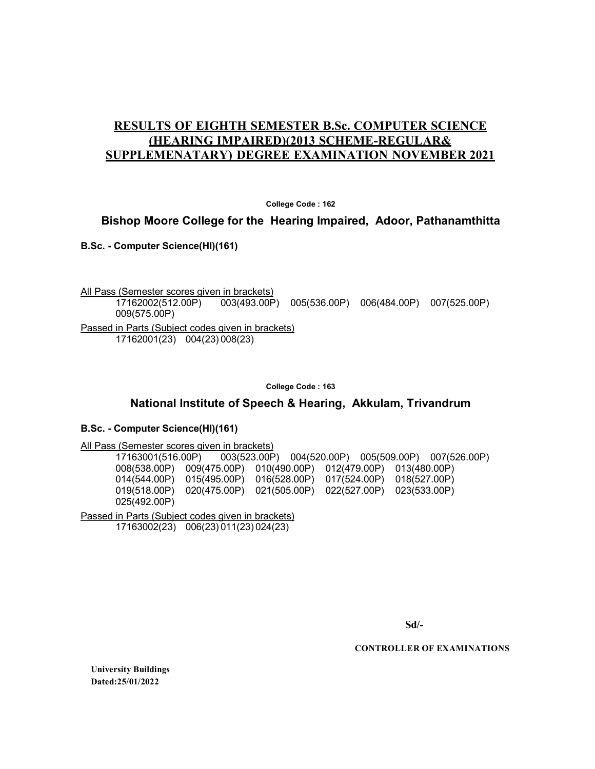# RESULTS OF EIGHTH SEMESTER B.Sc. COMPUTER SCIENCE (HEARING IMPAIRED)(2013 SCHEME-REGULAR& SUPPLEMENATARY) DEGREE EXAMINATION NOVEMBER 2021

**College Code : 162**

## Bishop Moore College for the Hearing Impaired, Adoor, Pathanamthitta

**B.Sc. - Computer Science(HI)(161)**

All Pass (Semester scores given in brackets)

17162002(512.00P) 003(493.00P) 005(536.00P) 006(484.00P) 007(525.00P) 009(575.00P)

Passed in Parts (Subject codes given in brackets)

17162001(23) 004(23) 008(23)

**College Code : 163**

## National Institute of Speech & Hearing, Akkulam, Trivandrum

**B.Sc. - Computer Science(HI)(161)**

All Pass (Semester scores given in brackets)

17163001(516.00P) 003(523.00P) 004(520.00P) 005(509.00P) 007(526.00P) 008(538.00P) 009(475.00P) 010(490.00P) 012(479.00P) 013(480.00P) 014(544.00P) 015(495.00P) 016(528.00P) 017(524.00P) 018(527.00P) 019(518.00P) 020(475.00P) 021(505.00P) 022(527.00P) 023(533.00P) 025(492.00P)

Passed in Parts (Subject codes given in brackets)

17163002(23) 006(23) 011(23) 024(23)

**Sd/-**

**CONTROLLER OF EXAMINATIONS**

**University Buildings**
**Dated:25/01/2022**